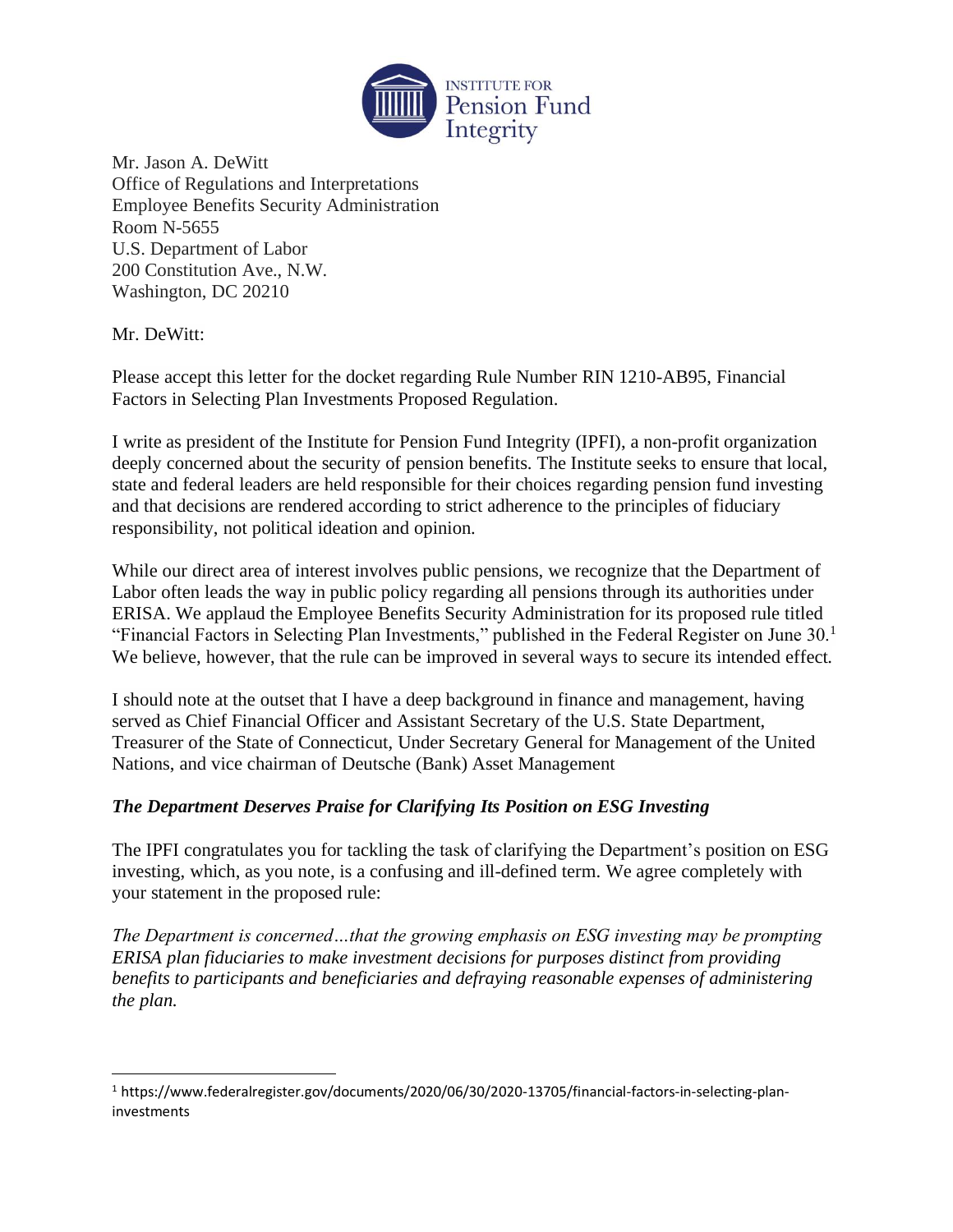INSTITUTE FOR Pension Fund Integrity

Mr. Jason A. DeWitt
Office of Regulations and Interpretations
Employee Benefits Security Administration
Room N-5655
U.S. Department of Labor
200 Constitution Ave., N.W.
Washington, DC 20210

Mr. DeWitt:

Please accept this letter for the docket regarding Rule Number RIN 1210-AB95, Financial Factors in Selecting Plan Investments Proposed Regulation.

I write as president of the Institute for Pension Fund Integrity (IPFI), a non-profit organization deeply concerned about the security of pension benefits. The Institute seeks to ensure that local, state and federal leaders are held responsible for their choices regarding pension fund investing and that decisions are rendered according to strict adherence to the principles of fiduciary responsibility, not political ideation and opinion.

While our direct area of interest involves public pensions, we recognize that the Department of Labor often leads the way in public policy regarding all pensions through its authorities under ERISA. We applaud the Employee Benefits Security Administration for its proposed rule titled "Financial Factors in Selecting Plan Investments," published in the Federal Register on June 30.[1] We believe, however, that the rule can be improved in several ways to secure its intended effect.

I should note at the outset that I have a deep background in finance and management, having served as Chief Financial Officer and Assistant Secretary of the U.S. State Department, Treasurer of the State of Connecticut, Under Secretary General for Management of the United Nations, and vice chairman of Deutsche (Bank) Asset Management

### *The Department Deserves Praise for Clarifying Its Position on ESG Investing*

The IPFI congratulates you for tackling the task of clarifying the Department's position on ESG investing, which, as you note, is a confusing and ill-defined term. We agree completely with your statement in the proposed rule:

*The Department is concerned…that the growing emphasis on ESG investing may be prompting ERISA plan fiduciaries to make investment decisions for purposes distinct from providing benefits to participants and beneficiaries and defraying reasonable expenses of administering the plan.*

---

[1] https://www.federalregister.gov/documents/2020/06/30/2020-13705/financial-factors-in-selecting-plan-investments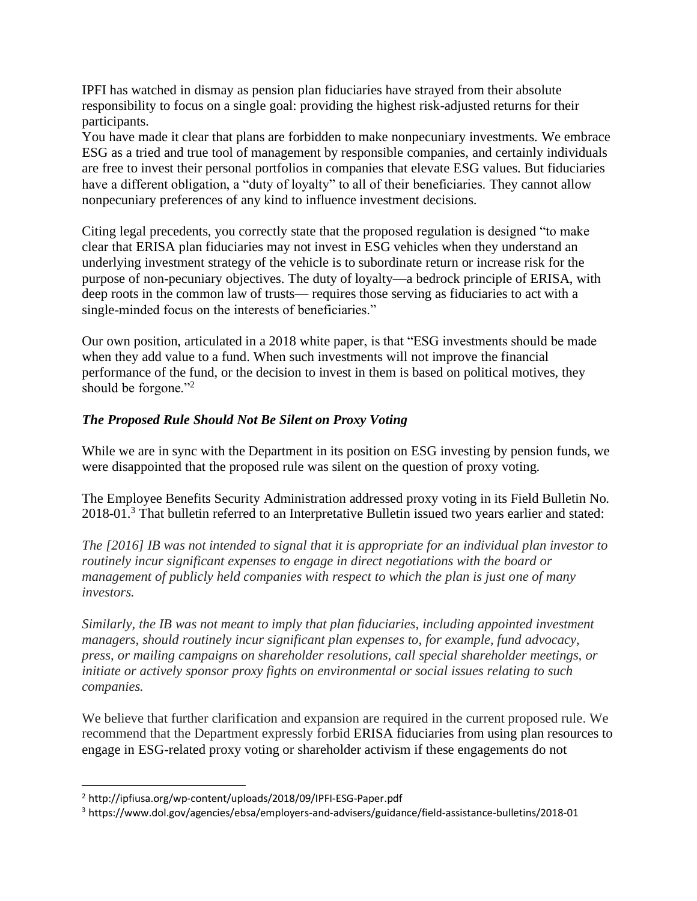IPFI has watched in dismay as pension plan fiduciaries have strayed from their absolute responsibility to focus on a single goal: providing the highest risk-adjusted returns for their participants.

You have made it clear that plans are forbidden to make nonpecuniary investments. We embrace ESG as a tried and true tool of management by responsible companies, and certainly individuals are free to invest their personal portfolios in companies that elevate ESG values. But fiduciaries have a different obligation, a "duty of loyalty" to all of their beneficiaries. They cannot allow nonpecuniary preferences of any kind to influence investment decisions.

Citing legal precedents, you correctly state that the proposed regulation is designed "to make clear that ERISA plan fiduciaries may not invest in ESG vehicles when they understand an underlying investment strategy of the vehicle is to subordinate return or increase risk for the purpose of non-pecuniary objectives. The duty of loyalty—a bedrock principle of ERISA, with deep roots in the common law of trusts— requires those serving as fiduciaries to act with a single-minded focus on the interests of beneficiaries."

Our own position, articulated in a 2018 white paper, is that "ESG investments should be made when they add value to a fund. When such investments will not improve the financial performance of the fund, or the decision to invest in them is based on political motives, they should be forgone."[2]

### *The Proposed Rule Should Not Be Silent on Proxy Voting*

While we are in sync with the Department in its position on ESG investing by pension funds, we were disappointed that the proposed rule was silent on the question of proxy voting.

The Employee Benefits Security Administration addressed proxy voting in its Field Bulletin No. 2018-01.[3] That bulletin referred to an Interpretative Bulletin issued two years earlier and stated:

*The [2016] IB was not intended to signal that it is appropriate for an individual plan investor to routinely incur significant expenses to engage in direct negotiations with the board or management of publicly held companies with respect to which the plan is just one of many investors.*

*Similarly, the IB was not meant to imply that plan fiduciaries, including appointed investment managers, should routinely incur significant plan expenses to, for example, fund advocacy, press, or mailing campaigns on shareholder resolutions, call special shareholder meetings, or initiate or actively sponsor proxy fights on environmental or social issues relating to such companies.*

We believe that further clarification and expansion are required in the current proposed rule. We recommend that the Department expressly forbid ERISA fiduciaries from using plan resources to engage in ESG-related proxy voting or shareholder activism if these engagements do not

---

[2] http://ipfiusa.org/wp-content/uploads/2018/09/IPFI-ESG-Paper.pdf

[3] https://www.dol.gov/agencies/ebsa/employers-and-advisers/guidance/field-assistance-bulletins/2018-01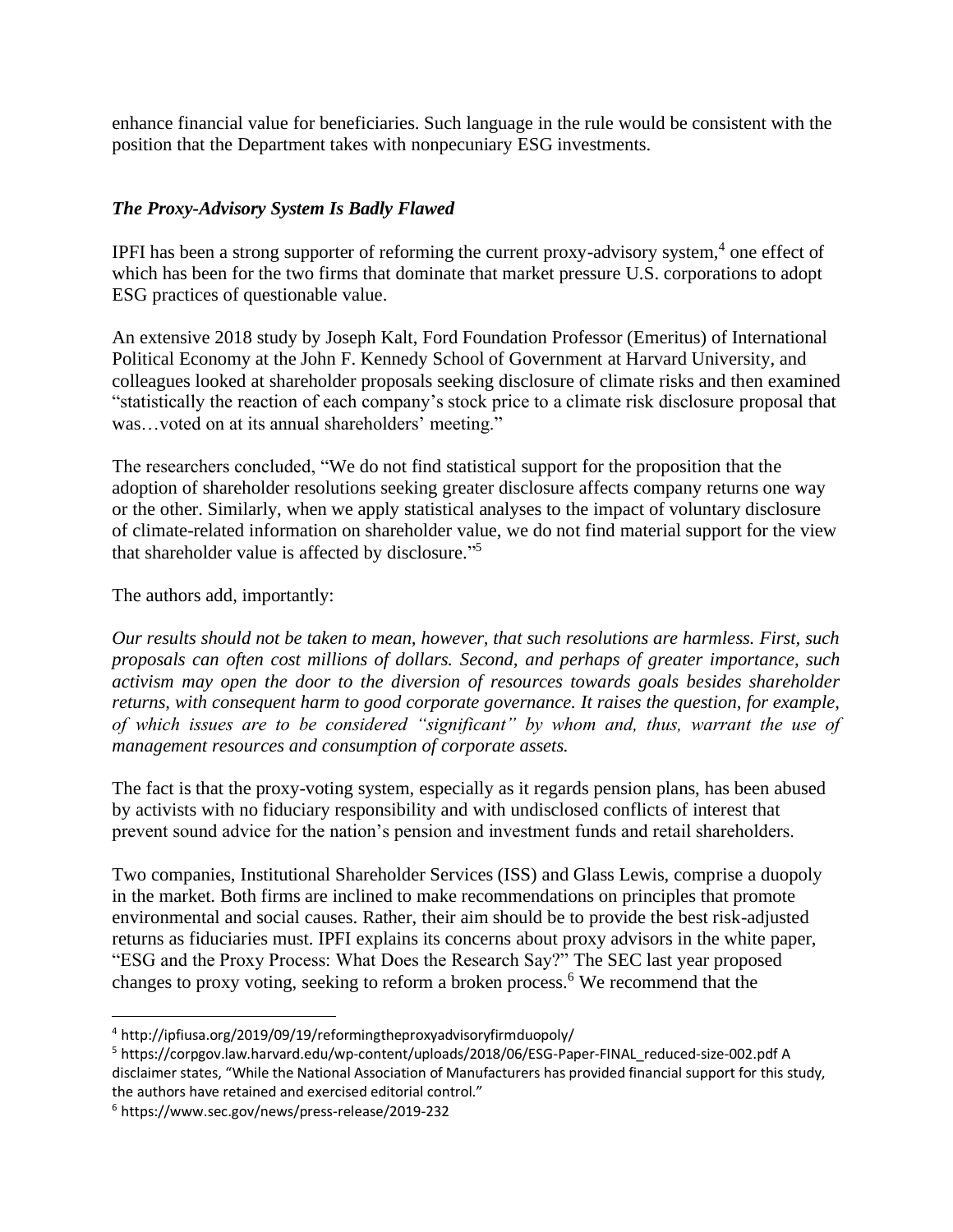enhance financial value for beneficiaries. Such language in the rule would be consistent with the position that the Department takes with nonpecuniary ESG investments.

### *The Proxy-Advisory System Is Badly Flawed*

IPFI has been a strong supporter of reforming the current proxy-advisory system,[4] one effect of which has been for the two firms that dominate that market pressure U.S. corporations to adopt ESG practices of questionable value.

An extensive 2018 study by Joseph Kalt, Ford Foundation Professor (Emeritus) of International Political Economy at the John F. Kennedy School of Government at Harvard University, and colleagues looked at shareholder proposals seeking disclosure of climate risks and then examined "statistically the reaction of each company's stock price to a climate risk disclosure proposal that was…voted on at its annual shareholders' meeting."

The researchers concluded, "We do not find statistical support for the proposition that the adoption of shareholder resolutions seeking greater disclosure affects company returns one way or the other. Similarly, when we apply statistical analyses to the impact of voluntary disclosure of climate-related information on shareholder value, we do not find material support for the view that shareholder value is affected by disclosure."[5]

The authors add, importantly:

*Our results should not be taken to mean, however, that such resolutions are harmless. First, such proposals can often cost millions of dollars. Second, and perhaps of greater importance, such activism may open the door to the diversion of resources towards goals besides shareholder returns, with consequent harm to good corporate governance. It raises the question, for example, of which issues are to be considered "significant" by whom and, thus, warrant the use of management resources and consumption of corporate assets.*

The fact is that the proxy-voting system, especially as it regards pension plans, has been abused by activists with no fiduciary responsibility and with undisclosed conflicts of interest that prevent sound advice for the nation's pension and investment funds and retail shareholders.

Two companies, Institutional Shareholder Services (ISS) and Glass Lewis, comprise a duopoly in the market. Both firms are inclined to make recommendations on principles that promote environmental and social causes. Rather, their aim should be to provide the best risk-adjusted returns as fiduciaries must. IPFI explains its concerns about proxy advisors in the white paper, "ESG and the Proxy Process: What Does the Research Say?" The SEC last year proposed changes to proxy voting, seeking to reform a broken process.[6] We recommend that the

---

[4] http://ipfiusa.org/2019/09/19/reformingtheproxyadvisoryfirmduopoly/

[5] https://corpgov.law.harvard.edu/wp-content/uploads/2018/06/ESG-Paper-FINAL_reduced-size-002.pdf A disclaimer states, "While the National Association of Manufacturers has provided financial support for this study, the authors have retained and exercised editorial control."

[6] https://www.sec.gov/news/press-release/2019-232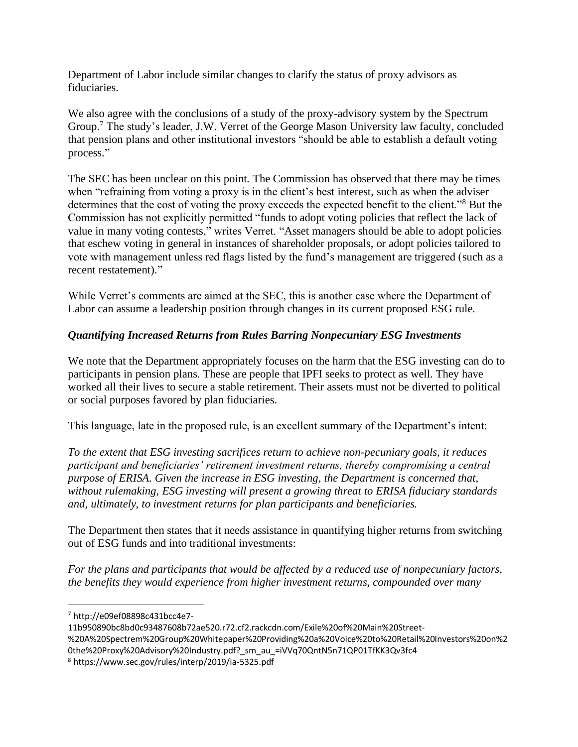Department of Labor include similar changes to clarify the status of proxy advisors as fiduciaries.

We also agree with the conclusions of a study of the proxy-advisory system by the Spectrum Group.[7] The study's leader, J.W. Verret of the George Mason University law faculty, concluded that pension plans and other institutional investors "should be able to establish a default voting process."

The SEC has been unclear on this point. The Commission has observed that there may be times when "refraining from voting a proxy is in the client's best interest, such as when the adviser determines that the cost of voting the proxy exceeds the expected benefit to the client."[8] But the Commission has not explicitly permitted "funds to adopt voting policies that reflect the lack of value in many voting contests," writes Verret. "Asset managers should be able to adopt policies that eschew voting in general in instances of shareholder proposals, or adopt policies tailored to vote with management unless red flags listed by the fund's management are triggered (such as a recent restatement)."

While Verret's comments are aimed at the SEC, this is another case where the Department of Labor can assume a leadership position through changes in its current proposed ESG rule.

### *Quantifying Increased Returns from Rules Barring Nonpecuniary ESG Investments*

We note that the Department appropriately focuses on the harm that the ESG investing can do to participants in pension plans. These are people that IPFI seeks to protect as well. They have worked all their lives to secure a stable retirement. Their assets must not be diverted to political or social purposes favored by plan fiduciaries.

This language, late in the proposed rule, is an excellent summary of the Department's intent:

*To the extent that ESG investing sacrifices return to achieve non-pecuniary goals, it reduces participant and beneficiaries' retirement investment returns, thereby compromising a central purpose of ERISA. Given the increase in ESG investing, the Department is concerned that, without rulemaking, ESG investing will present a growing threat to ERISA fiduciary standards and, ultimately, to investment returns for plan participants and beneficiaries.*

The Department then states that it needs assistance in quantifying higher returns from switching out of ESG funds and into traditional investments:

*For the plans and participants that would be affected by a reduced use of nonpecuniary factors, the benefits they would experience from higher investment returns, compounded over many*

---

[7] http://e09ef08898c431bcc4e7-11b950890bc8bd0c93487608b72ae520.r72.cf2.rackcdn.com/Exile%20of%20Main%20Street-%20A%20Spectrem%20Group%20Whitepaper%20Providing%20a%20Voice%20to%20Retail%20Investors%20on%20the%20Proxy%20Advisory%20Industry.pdf?_sm_au_=iVVq70QntN5n71QP01TfKK3Qv3fc4

[8] https://www.sec.gov/rules/interp/2019/ia-5325.pdf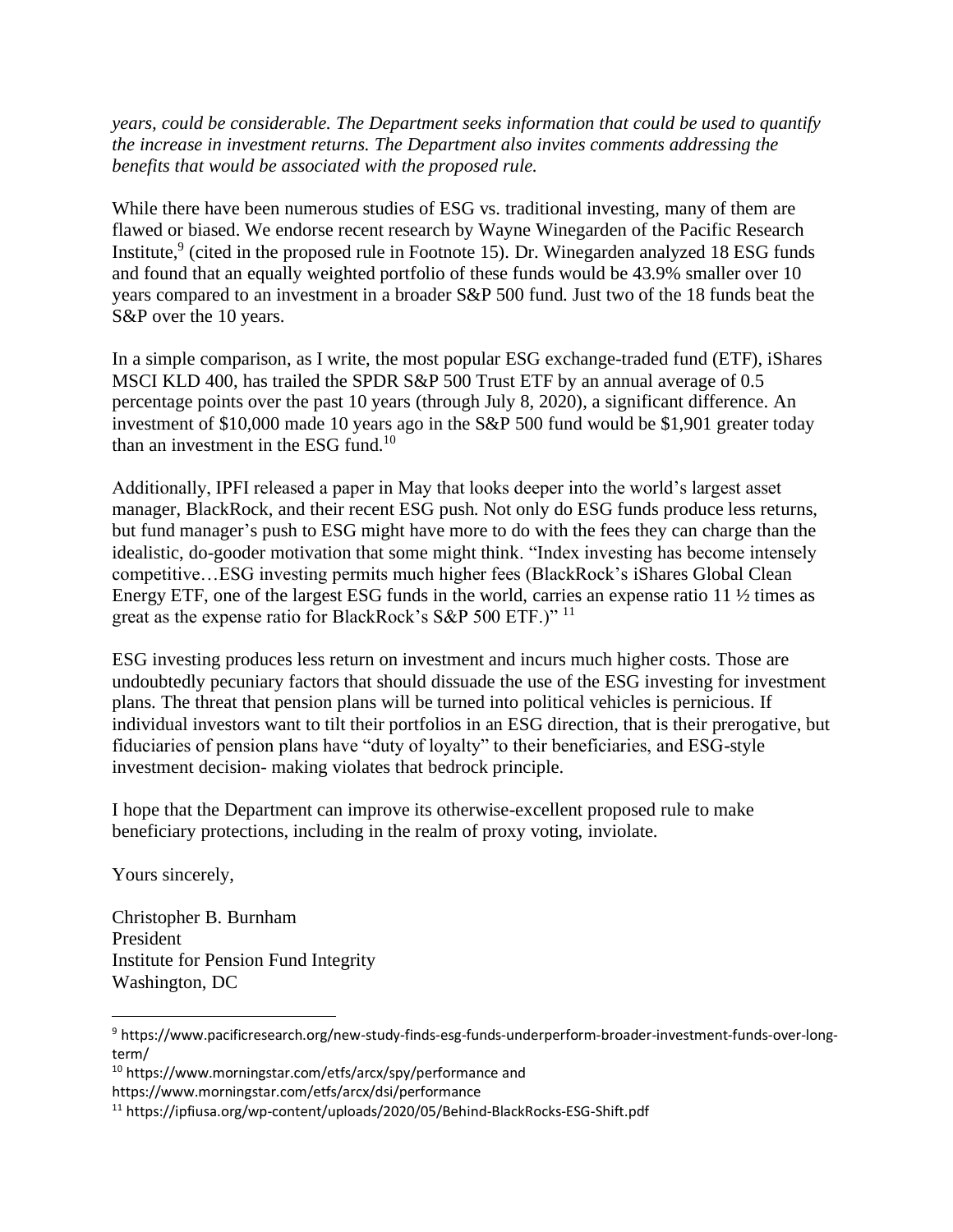*years, could be considerable. The Department seeks information that could be used to quantify the increase in investment returns. The Department also invites comments addressing the benefits that would be associated with the proposed rule.*

While there have been numerous studies of ESG vs. traditional investing, many of them are flawed or biased. We endorse recent research by Wayne Winegarden of the Pacific Research Institute,[9] (cited in the proposed rule in Footnote 15). Dr. Winegarden analyzed 18 ESG funds and found that an equally weighted portfolio of these funds would be 43.9% smaller over 10 years compared to an investment in a broader S&P 500 fund. Just two of the 18 funds beat the S&P over the 10 years.

In a simple comparison, as I write, the most popular ESG exchange-traded fund (ETF), iShares MSCI KLD 400, has trailed the SPDR S&P 500 Trust ETF by an annual average of 0.5 percentage points over the past 10 years (through July 8, 2020), a significant difference. An investment of $10,000 made 10 years ago in the S&P 500 fund would be $1,901 greater today than an investment in the ESG fund.[10]

Additionally, IPFI released a paper in May that looks deeper into the world's largest asset manager, BlackRock, and their recent ESG push. Not only do ESG funds produce less returns, but fund manager's push to ESG might have more to do with the fees they can charge than the idealistic, do-gooder motivation that some might think. "Index investing has become intensely competitive…ESG investing permits much higher fees (BlackRock's iShares Global Clean Energy ETF, one of the largest ESG funds in the world, carries an expense ratio 11 ½ times as great as the expense ratio for BlackRock's S&P 500 ETF.)" [11]

ESG investing produces less return on investment and incurs much higher costs. Those are undoubtedly pecuniary factors that should dissuade the use of the ESG investing for investment plans. The threat that pension plans will be turned into political vehicles is pernicious. If individual investors want to tilt their portfolios in an ESG direction, that is their prerogative, but fiduciaries of pension plans have "duty of loyalty" to their beneficiaries, and ESG-style investment decision- making violates that bedrock principle.

I hope that the Department can improve its otherwise-excellent proposed rule to make beneficiary protections, including in the realm of proxy voting, inviolate.

Yours sincerely,

Christopher B. Burnham
President
Institute for Pension Fund Integrity
Washington, DC

---

[9] https://www.pacificresearch.org/new-study-finds-esg-funds-underperform-broader-investment-funds-over-long-term/

[10] https://www.morningstar.com/etfs/arcx/spy/performance and https://www.morningstar.com/etfs/arcx/dsi/performance

[11] https://ipfiusa.org/wp-content/uploads/2020/05/Behind-BlackRocks-ESG-Shift.pdf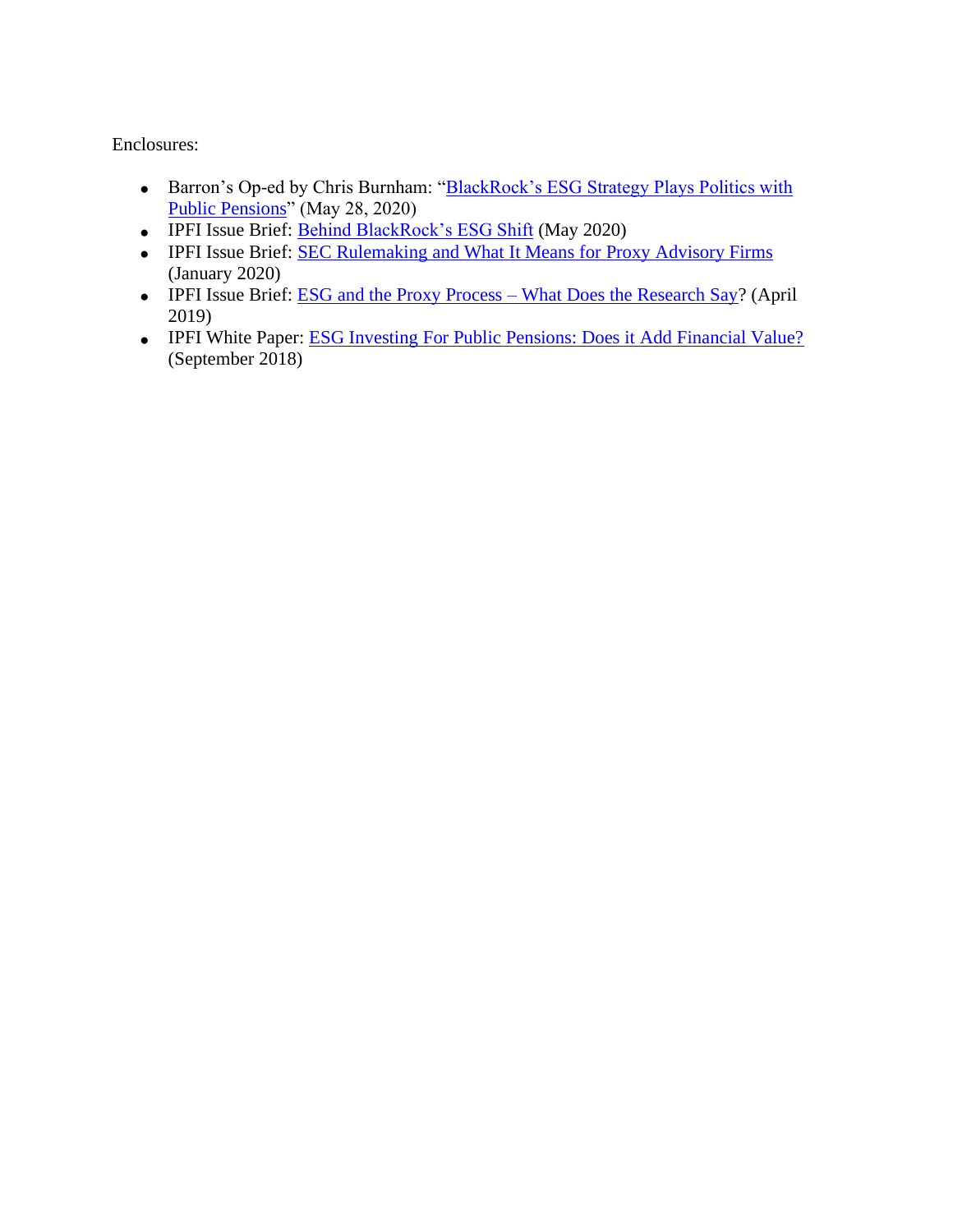Enclosures:

- Barron's Op-ed by Chris Burnham: "BlackRock's ESG Strategy Plays Politics with Public Pensions" (May 28, 2020)
- IPFI Issue Brief: Behind BlackRock's ESG Shift (May 2020)
- IPFI Issue Brief: SEC Rulemaking and What It Means for Proxy Advisory Firms (January 2020)
- IPFI Issue Brief: ESG and the Proxy Process – What Does the Research Say? (April 2019)
- IPFI White Paper: ESG Investing For Public Pensions: Does it Add Financial Value? (September 2018)